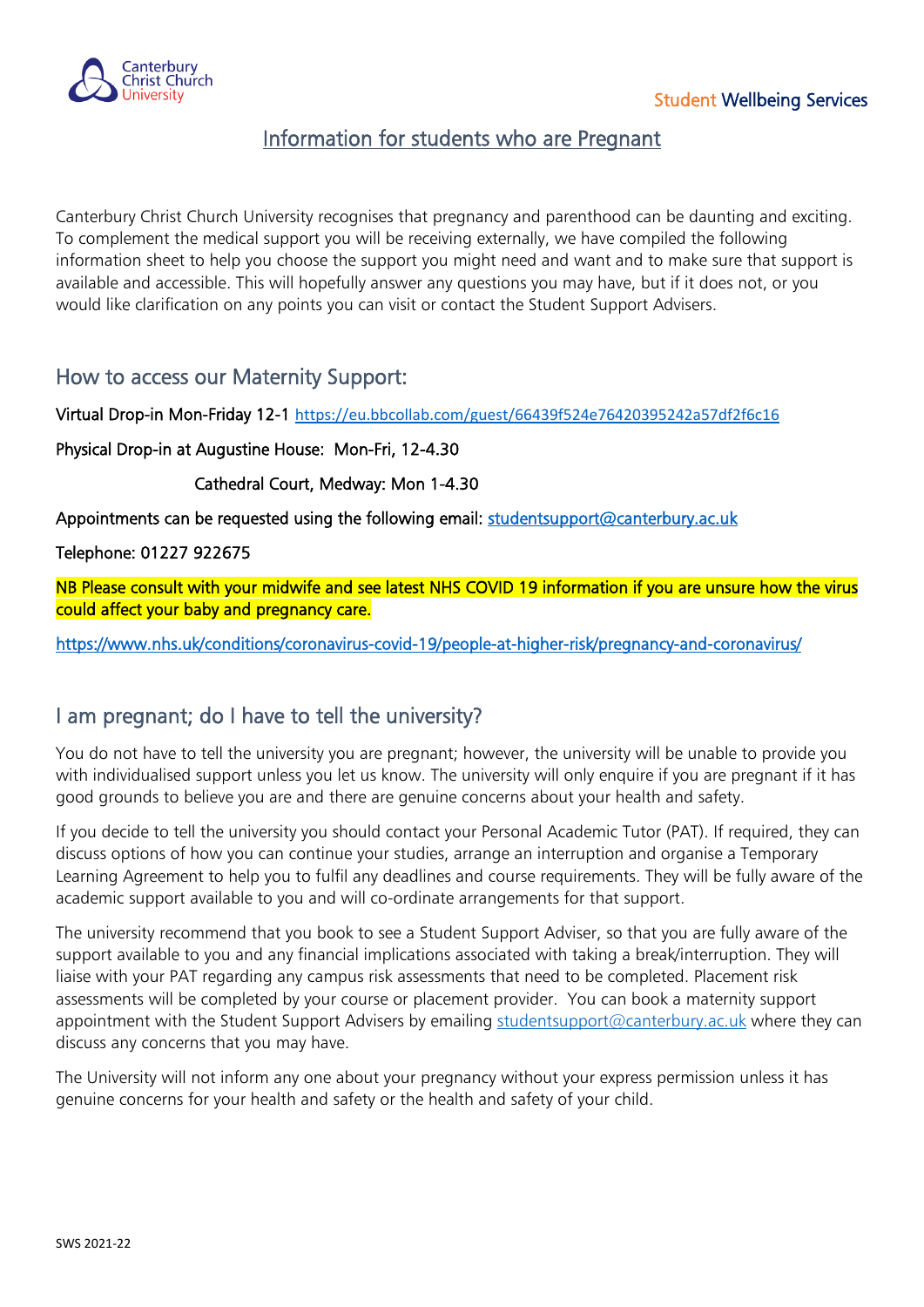Canterbury Christ Church University

Student Wellbeing Services

# Information for students who are Pregnant

Canterbury Christ Church University recognises that pregnancy and parenthood can be daunting and exciting. To complement the medical support you will be receiving externally, we have compiled the following information sheet to help you choose the support you might need and want and to make sure that support is available and accessible. This will hopefully answer any questions you may have, but if it does not, or you would like clarification on any points you can visit or contact the Student Support Advisers.

## How to access our Maternity Support:

Virtual Drop-in Mon-Friday 12-1 https://eu.bbcollab.com/guest/66439f524e76420395242a57df2f6c16

Physical Drop-in at Augustine House: Mon-Fri, 12-4.30

Cathedral Court, Medway: Mon 1-4.30

Appointments can be requested using the following email: studentsupport@canterbury.ac.uk

Telephone: 01227 922675

NB Please consult with your midwife and see latest NHS COVID 19 information if you are unsure how the virus could affect your baby and pregnancy care.

https://www.nhs.uk/conditions/coronavirus-covid-19/people-at-higher-risk/pregnancy-and-coronavirus/

## I am pregnant; do I have to tell the university?

You do not have to tell the university you are pregnant; however, the university will be unable to provide you with individualised support unless you let us know. The university will only enquire if you are pregnant if it has good grounds to believe you are and there are genuine concerns about your health and safety.

If you decide to tell the university you should contact your Personal Academic Tutor (PAT). If required, they can discuss options of how you can continue your studies, arrange an interruption and organise a Temporary Learning Agreement to help you to fulfil any deadlines and course requirements. They will be fully aware of the academic support available to you and will co-ordinate arrangements for that support.

The university recommend that you book to see a Student Support Adviser, so that you are fully aware of the support available to you and any financial implications associated with taking a break/interruption. They will liaise with your PAT regarding any campus risk assessments that need to be completed. Placement risk assessments will be completed by your course or placement provider. You can book a maternity support appointment with the Student Support Advisers by emailing studentsupport@canterbury.ac.uk where they can discuss any concerns that you may have.

The University will not inform any one about your pregnancy without your express permission unless it has genuine concerns for your health and safety or the health and safety of your child.

SWS 2021-22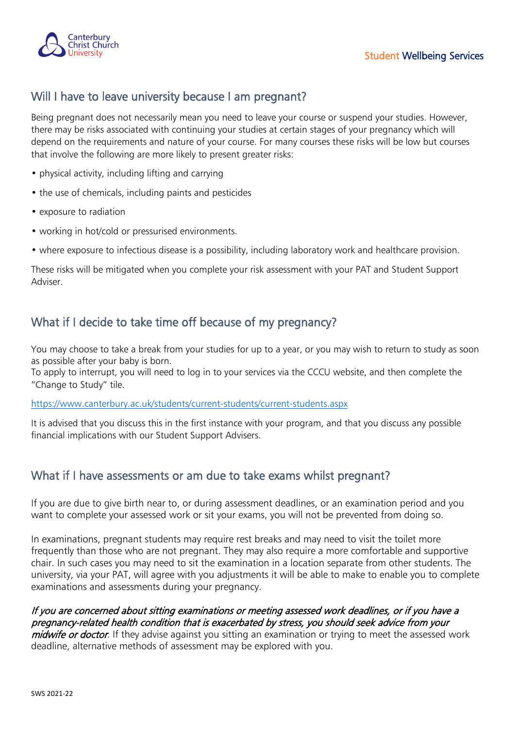## Will I have to leave university because I am pregnant?

Being pregnant does not necessarily mean you need to leave your course or suspend your studies. However, there may be risks associated with continuing your studies at certain stages of your pregnancy which will depend on the requirements and nature of your course. For many courses these risks will be low but courses that involve the following are more likely to present greater risks:

- physical activity, including lifting and carrying
- the use of chemicals, including paints and pesticides
- exposure to radiation
- working in hot/cold or pressurised environments.
- where exposure to infectious disease is a possibility, including laboratory work and healthcare provision.

These risks will be mitigated when you complete your risk assessment with your PAT and Student Support Adviser.

## What if I decide to take time off because of my pregnancy?

You may choose to take a break from your studies for up to a year, or you may wish to return to study as soon as possible after your baby is born.
To apply to interrupt, you will need to log in to your services via the CCCU website, and then complete the "Change to Study" tile.

https://www.canterbury.ac.uk/students/current-students/current-students.aspx

It is advised that you discuss this in the first instance with your program, and that you discuss any possible financial implications with our Student Support Advisers.

## What if I have assessments or am due to take exams whilst pregnant?

If you are due to give birth near to, or during assessment deadlines, or an examination period and you want to complete your assessed work or sit your exams, you will not be prevented from doing so.

In examinations, pregnant students may require rest breaks and may need to visit the toilet more frequently than those who are not pregnant. They may also require a more comfortable and supportive chair. In such cases you may need to sit the examination in a location separate from other students. The university, via your PAT, will agree with you adjustments it will be able to make to enable you to complete examinations and assessments during your pregnancy.

*If you are concerned about sitting examinations or meeting assessed work deadlines, or if you have a pregnancy-related health condition that is exacerbated by stress, you should seek advice from your midwife or doctor*. If they advise against you sitting an examination or trying to meet the assessed work deadline, alternative methods of assessment may be explored with you.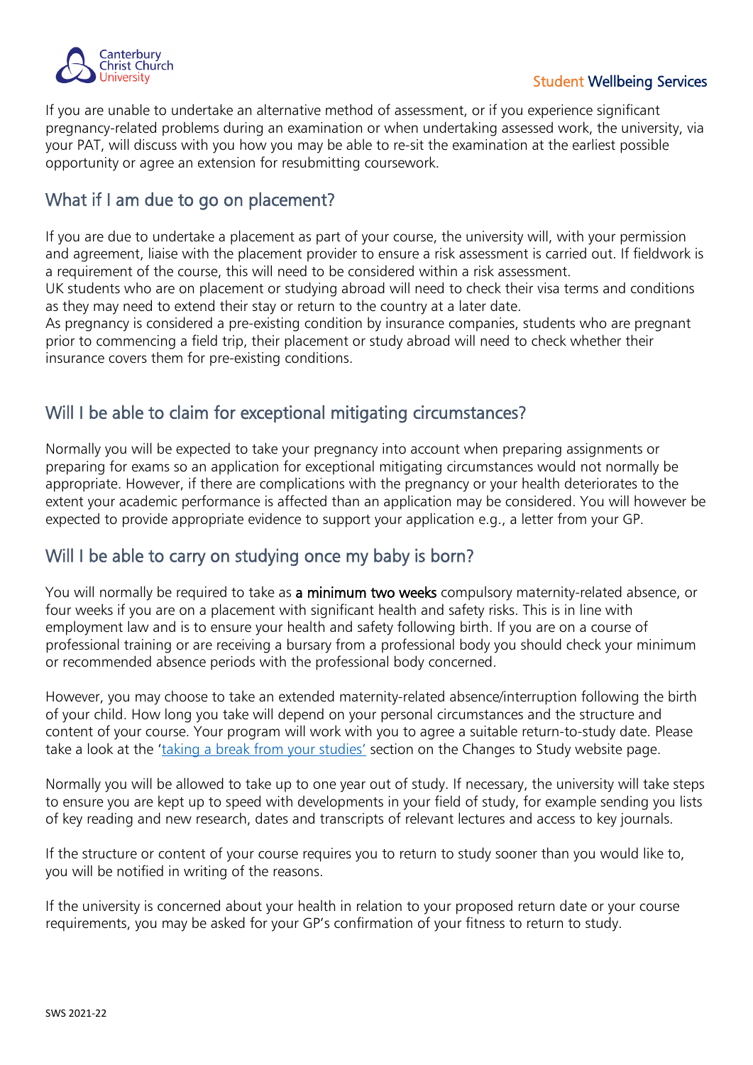If you are unable to undertake an alternative method of assessment, or if you experience significant pregnancy-related problems during an examination or when undertaking assessed work, the university, via your PAT, will discuss with you how you may be able to re-sit the examination at the earliest possible opportunity or agree an extension for resubmitting coursework.

## What if I am due to go on placement?

If you are due to undertake a placement as part of your course, the university will, with your permission and agreement, liaise with the placement provider to ensure a risk assessment is carried out. If fieldwork is a requirement of the course, this will need to be considered within a risk assessment.
UK students who are on placement or studying abroad will need to check their visa terms and conditions as they may need to extend their stay or return to the country at a later date.
As pregnancy is considered a pre-existing condition by insurance companies, students who are pregnant prior to commencing a field trip, their placement or study abroad will need to check whether their insurance covers them for pre-existing conditions.

## Will I be able to claim for exceptional mitigating circumstances?

Normally you will be expected to take your pregnancy into account when preparing assignments or preparing for exams so an application for exceptional mitigating circumstances would not normally be appropriate. However, if there are complications with the pregnancy or your health deteriorates to the extent your academic performance is affected than an application may be considered. You will however be expected to provide appropriate evidence to support your application e.g., a letter from your GP.

## Will I be able to carry on studying once my baby is born?

You will normally be required to take as **a minimum two weeks** compulsory maternity-related absence, or four weeks if you are on a placement with significant health and safety risks. This is in line with employment law and is to ensure your health and safety following birth. If you are on a course of professional training or are receiving a bursary from a professional body you should check your minimum or recommended absence periods with the professional body concerned.

However, you may choose to take an extended maternity-related absence/interruption following the birth of your child. How long you take will depend on your personal circumstances and the structure and content of your course. Your program will work with you to agree a suitable return-to-study date. Please take a look at the '[taking a break from your studies'](#) section on the Changes to Study website page.

Normally you will be allowed to take up to one year out of study. If necessary, the university will take steps to ensure you are kept up to speed with developments in your field of study, for example sending you lists of key reading and new research, dates and transcripts of relevant lectures and access to key journals.

If the structure or content of your course requires you to return to study sooner than you would like to, you will be notified in writing of the reasons.

If the university is concerned about your health in relation to your proposed return date or your course requirements, you may be asked for your GP's confirmation of your fitness to return to study.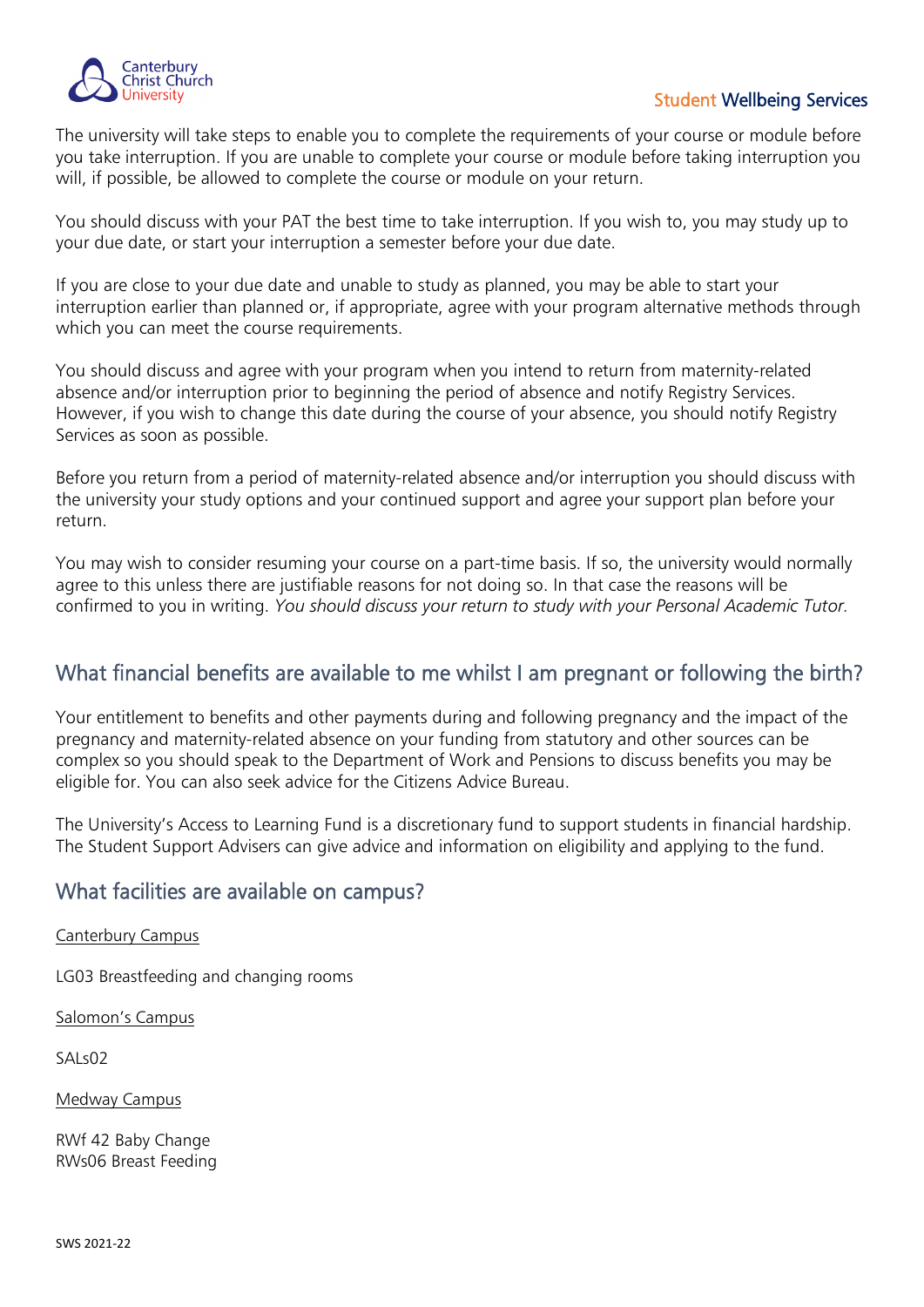The university will take steps to enable you to complete the requirements of your course or module before you take interruption. If you are unable to complete your course or module before taking interruption you will, if possible, be allowed to complete the course or module on your return.

You should discuss with your PAT the best time to take interruption. If you wish to, you may study up to your due date, or start your interruption a semester before your due date.

If you are close to your due date and unable to study as planned, you may be able to start your interruption earlier than planned or, if appropriate, agree with your program alternative methods through which you can meet the course requirements.

You should discuss and agree with your program when you intend to return from maternity-related absence and/or interruption prior to beginning the period of absence and notify Registry Services. However, if you wish to change this date during the course of your absence, you should notify Registry Services as soon as possible.

Before you return from a period of maternity-related absence and/or interruption you should discuss with the university your study options and your continued support and agree your support plan before your return.

You may wish to consider resuming your course on a part-time basis. If so, the university would normally agree to this unless there are justifiable reasons for not doing so. In that case the reasons will be confirmed to you in writing. *You should discuss your return to study with your Personal Academic Tutor.*

## What financial benefits are available to me whilst I am pregnant or following the birth?

Your entitlement to benefits and other payments during and following pregnancy and the impact of the pregnancy and maternity-related absence on your funding from statutory and other sources can be complex so you should speak to the Department of Work and Pensions to discuss benefits you may be eligible for. You can also seek advice for the Citizens Advice Bureau.

The University's Access to Learning Fund is a discretionary fund to support students in financial hardship. The Student Support Advisers can give advice and information on eligibility and applying to the fund.

## What facilities are available on campus?

Canterbury Campus

LG03 Breastfeeding and changing rooms

Salomon's Campus

SALs02

Medway Campus

RWf 42 Baby Change
RWs06 Breast Feeding

SWS 2021-22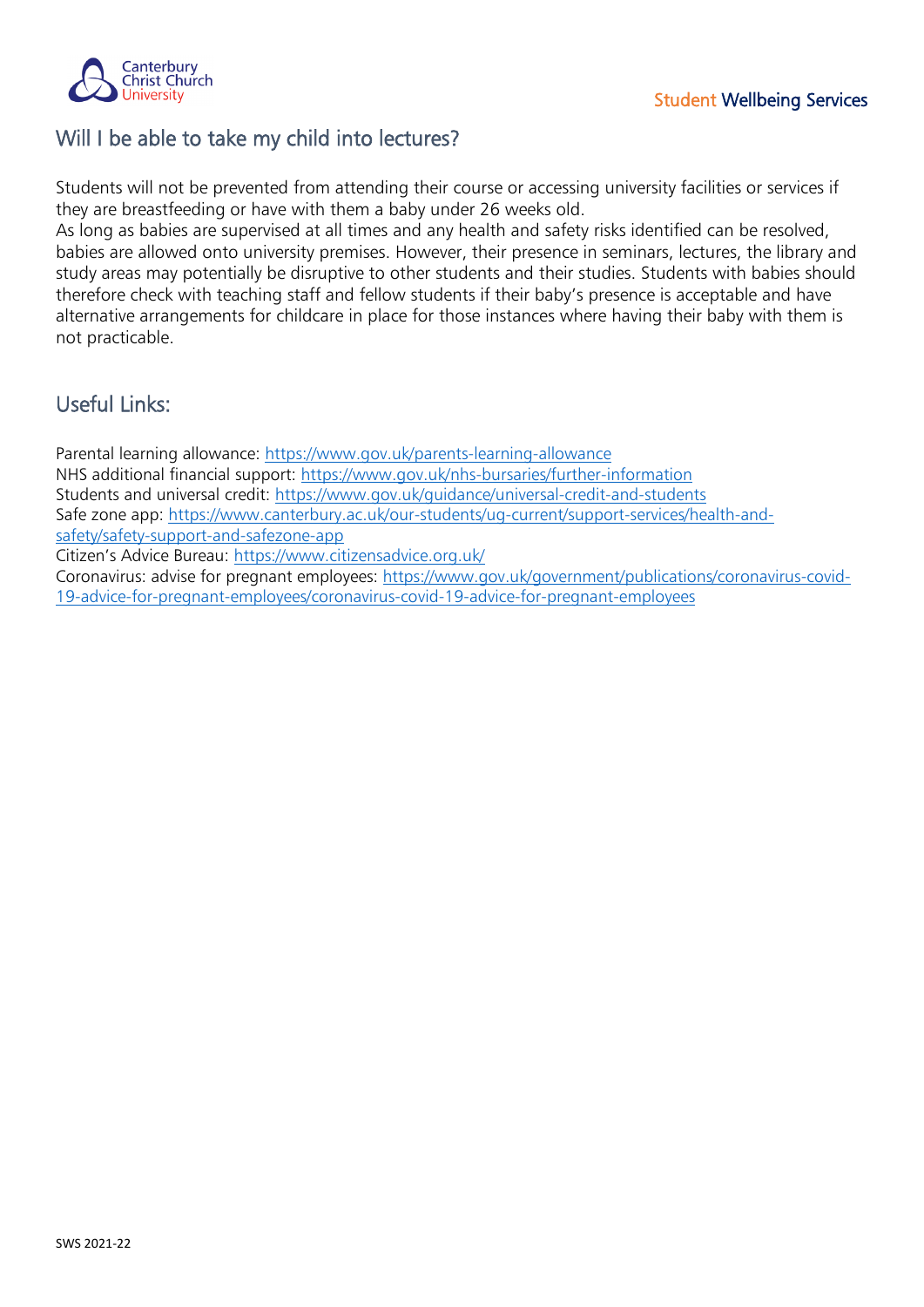## Will I be able to take my child into lectures?

Students will not be prevented from attending their course or accessing university facilities or services if they are breastfeeding or have with them a baby under 26 weeks old.
As long as babies are supervised at all times and any health and safety risks identified can be resolved, babies are allowed onto university premises. However, their presence in seminars, lectures, the library and study areas may potentially be disruptive to other students and their studies. Students with babies should therefore check with teaching staff and fellow students if their baby's presence is acceptable and have alternative arrangements for childcare in place for those instances where having their baby with them is not practicable.

## Useful Links:

Parental learning allowance: https://www.gov.uk/parents-learning-allowance
NHS additional financial support: https://www.gov.uk/nhs-bursaries/further-information
Students and universal credit: https://www.gov.uk/guidance/universal-credit-and-students
Safe zone app: https://www.canterbury.ac.uk/our-students/ug-current/support-services/health-and-safety/safety-support-and-safezone-app
Citizen's Advice Bureau: https://www.citizensadvice.org.uk/
Coronavirus: advise for pregnant employees: https://www.gov.uk/government/publications/coronavirus-covid-19-advice-for-pregnant-employees/coronavirus-covid-19-advice-for-pregnant-employees